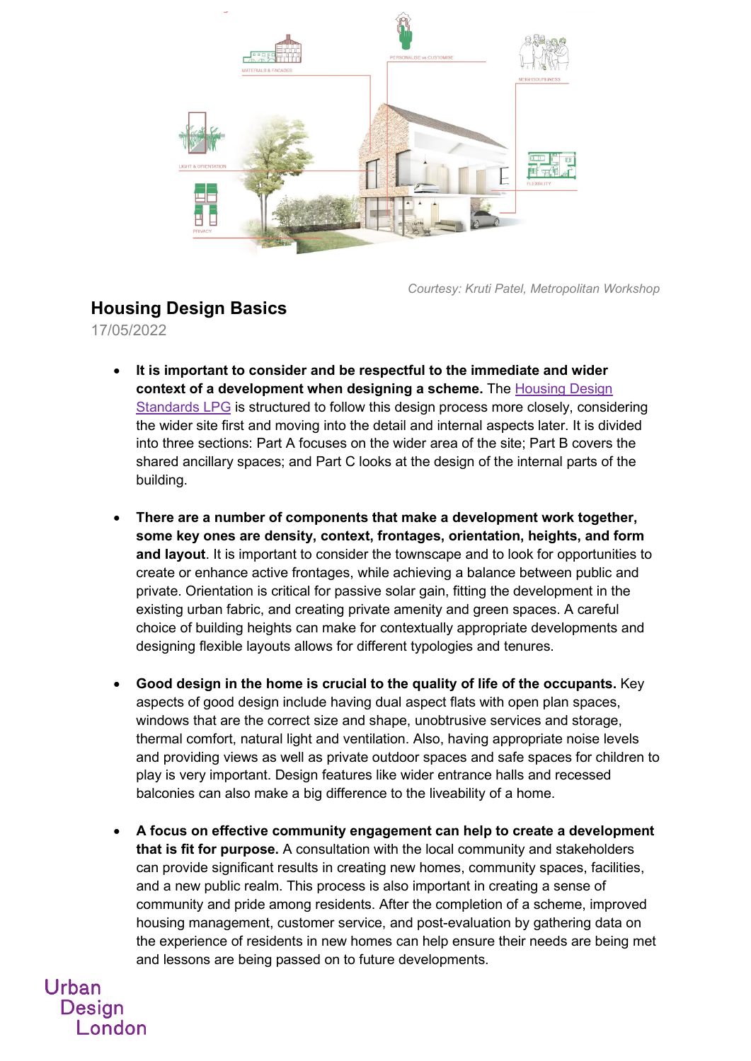*Courtesy: Kruti Patel, Metropolitan Workshop*

## Housing Design Basics

17/05/2022

- **It is important to consider and be respectful to the immediate and wider context of a development when designing a scheme.** The [Housing Design Standards LPG]() is structured to follow this design process more closely, considering the wider site first and moving into the detail and internal aspects later. It is divided into three sections: Part A focuses on the wider area of the site; Part B covers the shared ancillary spaces; and Part C looks at the design of the internal parts of the building.

- **There are a number of components that make a development work together, some key ones are density, context, frontages, orientation, heights, and form and layout**. It is important to consider the townscape and to look for opportunities to create or enhance active frontages, while achieving a balance between public and private. Orientation is critical for passive solar gain, fitting the development in the existing urban fabric, and creating private amenity and green spaces. A careful choice of building heights can make for contextually appropriate developments and designing flexible layouts allows for different typologies and tenures.

- **Good design in the home is crucial to the quality of life of the occupants.** Key aspects of good design include having dual aspect flats with open plan spaces, windows that are the correct size and shape, unobtrusive services and storage, thermal comfort, natural light and ventilation. Also, having appropriate noise levels and providing views as well as private outdoor spaces and safe spaces for children to play is very important. Design features like wider entrance halls and recessed balconies can also make a big difference to the liveability of a home.

- **A focus on effective community engagement can help to create a development that is fit for purpose.** A consultation with the local community and stakeholders can provide significant results in creating new homes, community spaces, facilities, and a new public realm. This process is also important in creating a sense of community and pride among residents. After the completion of a scheme, improved housing management, customer service, and post-evaluation by gathering data on the experience of residents in new homes can help ensure their needs are being met and lessons are being passed on to future developments.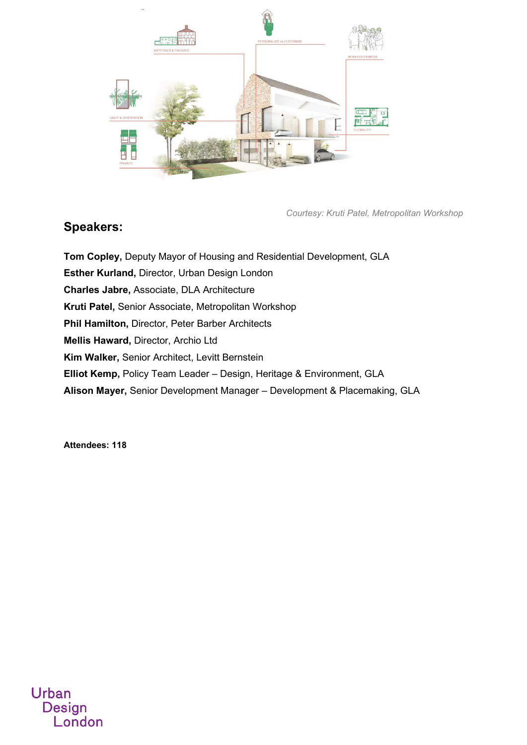Courtesy: Kruti Patel, Metropolitan Workshop

## Speakers:

**Tom Copley,** Deputy Mayor of Housing and Residential Development, GLA
**Esther Kurland,** Director, Urban Design London
**Charles Jabre,** Associate, DLA Architecture
**Kruti Patel,** Senior Associate, Metropolitan Workshop
**Phil Hamilton,** Director, Peter Barber Architects
**Mellis Haward,** Director, Archio Ltd
**Kim Walker,** Senior Architect, Levitt Bernstein
**Elliot Kemp,** Policy Team Leader – Design, Heritage & Environment, GLA
**Alison Mayer,** Senior Development Manager – Development & Placemaking, GLA

**Attendees: 118**